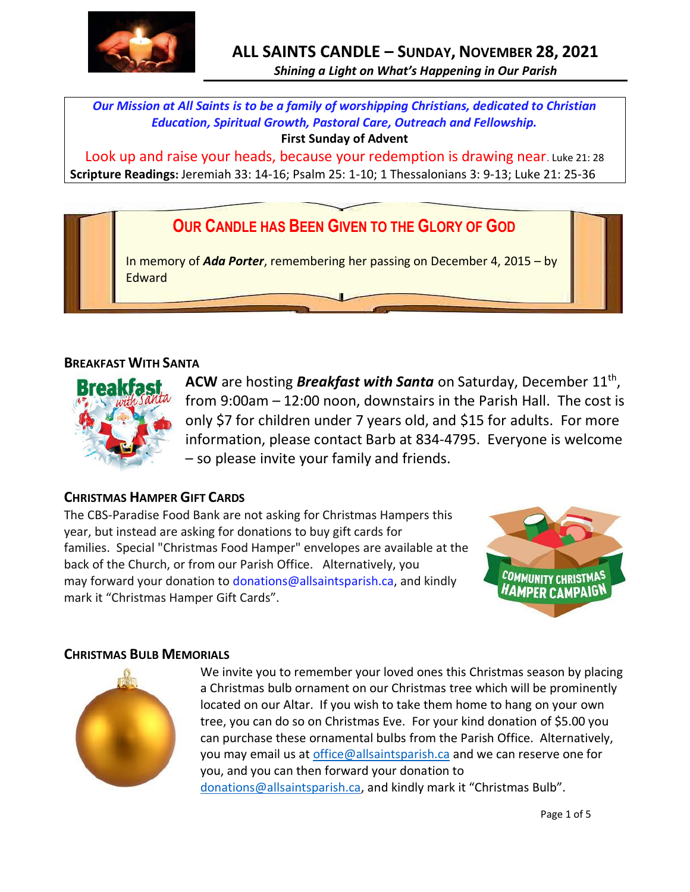# ALL SAINTS CANDLE – SUNDAY, NOVEMBER 28, 2021

*Shining a Light on What's Happening in Our Parish*

*Our Mission at All Saints is to be a family of worshipping Christians, dedicated to Christian Education, Spiritual Growth, Pastoral Care, Outreach and Fellowship.*

**First Sunday of Advent**

Look up and raise your heads, because your redemption is drawing near. Luke 21: 28

**Scripture Readings:** Jeremiah 33: 14-16; Psalm 25: 1-10; 1 Thessalonians 3: 9-13; Luke 21: 25-36

## OUR CANDLE HAS BEEN GIVEN TO THE GLORY OF GOD

In memory of ***Ada Porter***, remembering her passing on December 4, 2015 – by Edward

### BREAKFAST WITH SANTA

**ACW** are hosting ***Breakfast with Santa*** on Saturday, December 11th, from 9:00am – 12:00 noon, downstairs in the Parish Hall. The cost is only $7 for children under 7 years old, and $15 for adults. For more information, please contact Barb at 834-4795. Everyone is welcome – so please invite your family and friends.

### CHRISTMAS HAMPER GIFT CARDS

The CBS-Paradise Food Bank are not asking for Christmas Hampers this year, but instead are asking for donations to buy gift cards for families. Special "Christmas Food Hamper" envelopes are available at the back of the Church, or from our Parish Office. Alternatively, you may forward your donation to donations@allsaintsparish.ca, and kindly mark it "Christmas Hamper Gift Cards".

### CHRISTMAS BULB MEMORIALS

We invite you to remember your loved ones this Christmas season by placing a Christmas bulb ornament on our Christmas tree which will be prominently located on our Altar. If you wish to take them home to hang on your own tree, you can do so on Christmas Eve. For your kind donation of $5.00 you can purchase these ornamental bulbs from the Parish Office. Alternatively, you may email us at office@allsaintsparish.ca and we can reserve one for you, and you can then forward your donation to donations@allsaintsparish.ca, and kindly mark it "Christmas Bulb".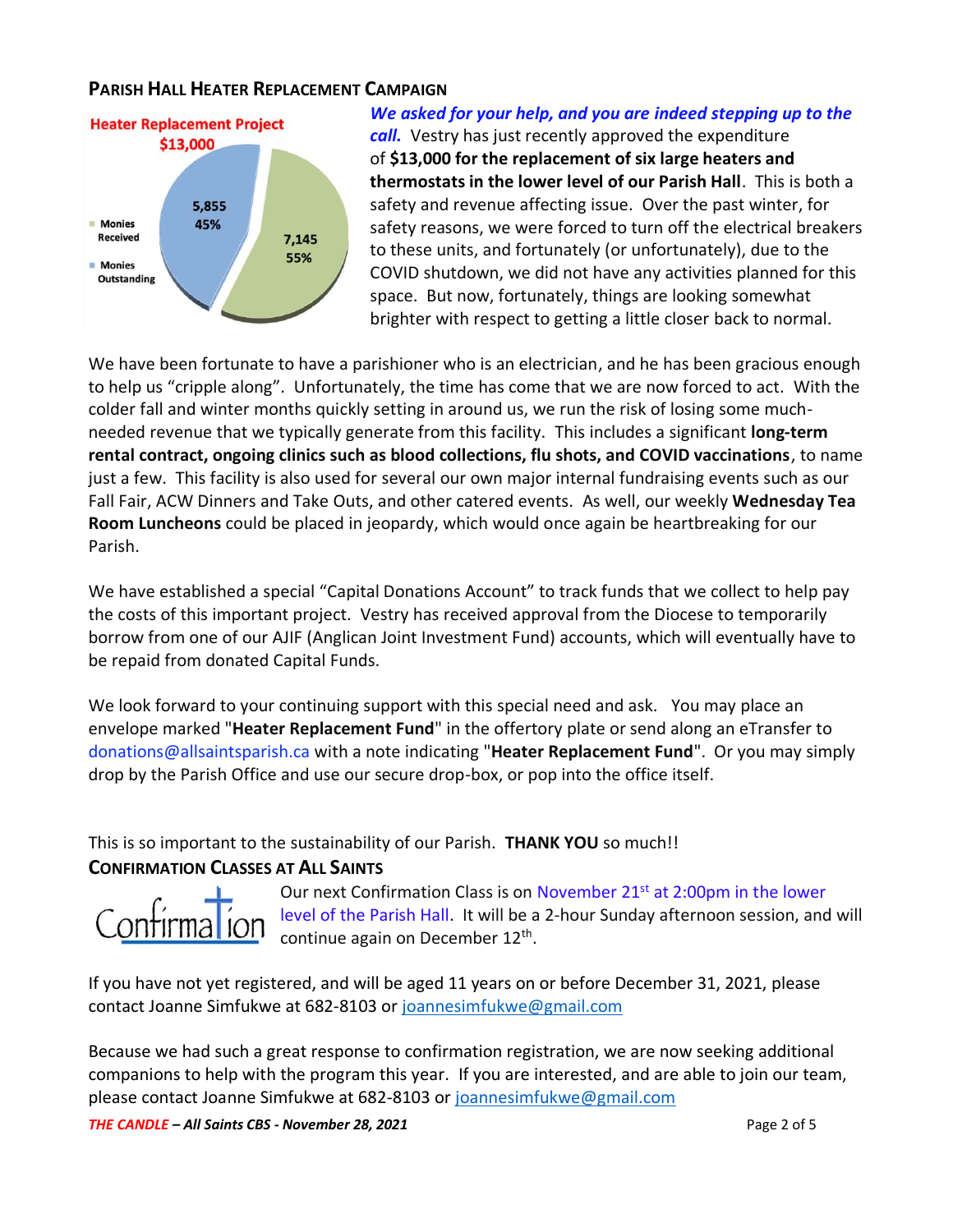## PARISH HALL HEATER REPLACEMENT CAMPAIGN

Heater Replacement Project
$13,000

- Monies Received: 7,145 (55%)
- Monies Outstanding: 5,855 (45%)

***We asked for your help, and you are indeed stepping up to the call.*** Vestry has just recently approved the expenditure of **$13,000 for the replacement of six large heaters and thermostats in the lower level of our Parish Hall**. This is both a safety and revenue affecting issue. Over the past winter, for safety reasons, we were forced to turn off the electrical breakers to these units, and fortunately (or unfortunately), due to the COVID shutdown, we did not have any activities planned for this space. But now, fortunately, things are looking somewhat brighter with respect to getting a little closer back to normal.

We have been fortunate to have a parishioner who is an electrician, and he has been gracious enough to help us "cripple along". Unfortunately, the time has come that we are now forced to act. With the colder fall and winter months quickly setting in around us, we run the risk of losing some much-needed revenue that we typically generate from this facility. This includes a significant **long-term rental contract, ongoing clinics such as blood collections, flu shots, and COVID vaccinations**, to name just a few. This facility is also used for several our own major internal fundraising events such as our Fall Fair, ACW Dinners and Take Outs, and other catered events. As well, our weekly **Wednesday Tea Room Luncheons** could be placed in jeopardy, which would once again be heartbreaking for our Parish.

We have established a special "Capital Donations Account" to track funds that we collect to help pay the costs of this important project. Vestry has received approval from the Diocese to temporarily borrow from one of our AJIF (Anglican Joint Investment Fund) accounts, which will eventually have to be repaid from donated Capital Funds.

We look forward to your continuing support with this special need and ask. You may place an envelope marked "**Heater Replacement Fund**" in the offertory plate or send along an eTransfer to donations@allsaintsparish.ca with a note indicating "**Heater Replacement Fund**". Or you may simply drop by the Parish Office and use our secure drop-box, or pop into the office itself.

This is so important to the sustainability of our Parish. **THANK YOU** so much!!

## CONFIRMATION CLASSES AT ALL SAINTS

Confirmation

Our next Confirmation Class is on November 21st at 2:00pm in the lower level of the Parish Hall. It will be a 2-hour Sunday afternoon session, and will continue again on December 12th.

If you have not yet registered, and will be aged 11 years on or before December 31, 2021, please contact Joanne Simfukwe at 682-8103 or joannesimfukwe@gmail.com

Because we had such a great response to confirmation registration, we are now seeking additional companions to help with the program this year. If you are interested, and are able to join our team, please contact Joanne Simfukwe at 682-8103 or joannesimfukwe@gmail.com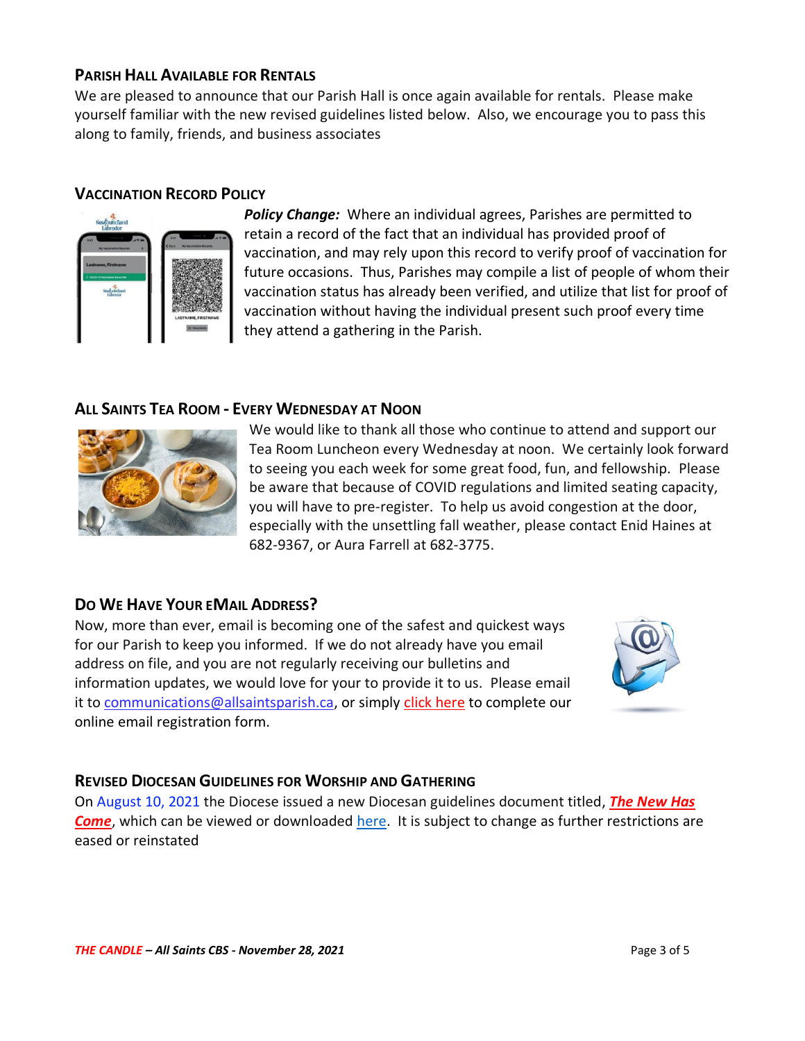## Parish Hall Available for Rentals

We are pleased to announce that our Parish Hall is once again available for rentals. Please make yourself familiar with the new revised guidelines listed below. Also, we encourage you to pass this along to family, friends, and business associates

## Vaccination Record Policy

***Policy Change:*** Where an individual agrees, Parishes are permitted to retain a record of the fact that an individual has provided proof of vaccination, and may rely upon this record to verify proof of vaccination for future occasions. Thus, Parishes may compile a list of people of whom their vaccination status has already been verified, and utilize that list for proof of vaccination without having the individual present such proof every time they attend a gathering in the Parish.

## All Saints Tea Room - Every Wednesday at Noon

We would like to thank all those who continue to attend and support our Tea Room Luncheon every Wednesday at noon. We certainly look forward to seeing you each week for some great food, fun, and fellowship. Please be aware that because of COVID regulations and limited seating capacity, you will have to pre-register. To help us avoid congestion at the door, especially with the unsettling fall weather, please contact Enid Haines at 682-9367, or Aura Farrell at 682-3775.

## Do We Have Your eMail Address?

Now, more than ever, email is becoming one of the safest and quickest ways for our Parish to keep you informed. If we do not already have you email address on file, and you are not regularly receiving our bulletins and information updates, we would love for your to provide it to us. Please email it to communications@allsaintsparish.ca, or simply click here to complete our online email registration form.

## Revised Diocesan Guidelines for Worship and Gathering

On August 10, 2021 the Diocese issued a new Diocesan guidelines document titled, ***The New Has Come***, which can be viewed or downloaded here. It is subject to change as further restrictions are eased or reinstated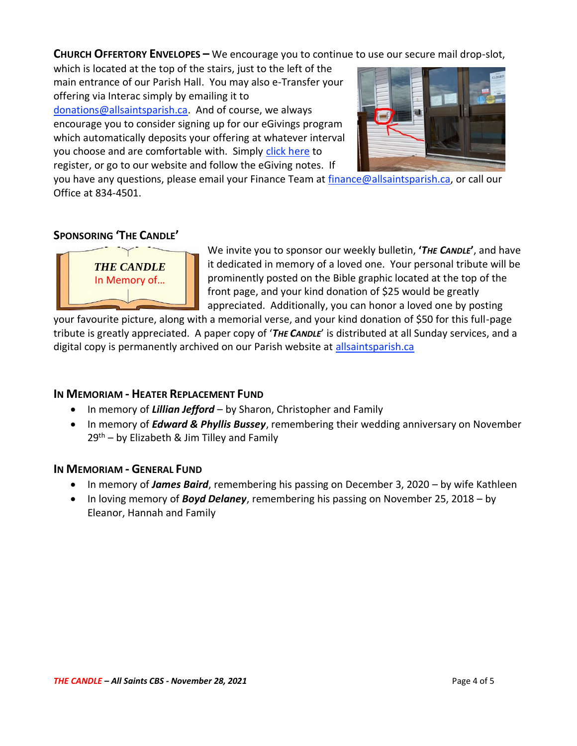**CHURCH OFFERTORY ENVELOPES –** We encourage you to continue to use our secure mail drop-slot, which is located at the top of the stairs, just to the left of the main entrance of our Parish Hall. You may also e-Transfer your offering via Interac simply by emailing it to donations@allsaintsparish.ca. And of course, we always encourage you to consider signing up for our eGivings program which automatically deposits your offering at whatever interval you choose and are comfortable with. Simply click here to register, or go to our website and follow the eGiving notes. If you have any questions, please email your Finance Team at finance@allsaintsparish.ca, or call our Office at 834-4501.

## SPONSORING 'THE CANDLE'

*THE CANDLE*
In Memory of…

We invite you to sponsor our weekly bulletin, **'*THE CANDLE*'**, and have it dedicated in memory of a loved one. Your personal tribute will be prominently posted on the Bible graphic located at the top of the front page, and your kind donation of $25 would be greatly appreciated. Additionally, you can honor a loved one by posting your favourite picture, along with a memorial verse, and your kind donation of $50 for this full-page tribute is greatly appreciated. A paper copy of '***THE CANDLE***' is distributed at all Sunday services, and a digital copy is permanently archived on our Parish website at allsaintsparish.ca

## IN MEMORIAM - HEATER REPLACEMENT FUND

- In memory of ***Lillian Jefford*** – by Sharon, Christopher and Family
- In memory of ***Edward & Phyllis Bussey***, remembering their wedding anniversary on November 29th – by Elizabeth & Jim Tilley and Family

## IN MEMORIAM - GENERAL FUND

- In memory of ***James Baird***, remembering his passing on December 3, 2020 – by wife Kathleen
- In loving memory of ***Boyd Delaney***, remembering his passing on November 25, 2018 – by Eleanor, Hannah and Family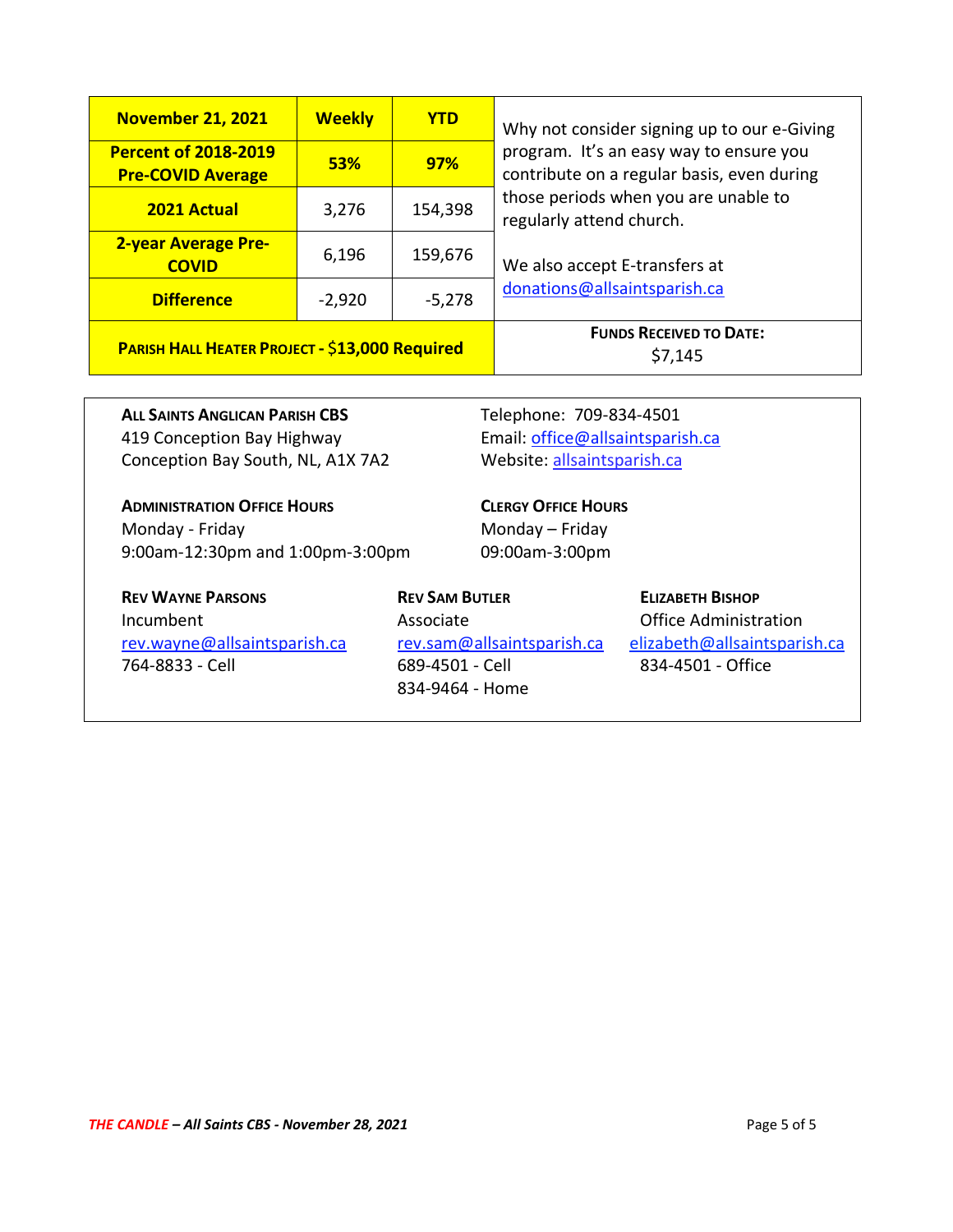| November 21, 2021 | Weekly | YTD |
| --- | --- | --- |
| Percent of 2018-2019 Pre-COVID Average | 53% | 97% |
| 2021 Actual | 3,276 | 154,398 |
| 2-year Average Pre-COVID | 6,196 | 159,676 |
| Difference | -2,920 | -5,278 |

Why not consider signing up to our e-Giving program. It's an easy way to ensure you contribute on a regular basis, even during those periods when you are unable to regularly attend church.

We also accept E-transfers at donations@allsaintsparish.ca

**PARISH HALL HEATER PROJECT - $13,000 Required**

**FUNDS RECEIVED TO DATE:** $7,145

**ALL SAINTS ANGLICAN PARISH CBS**
419 Conception Bay Highway
Conception Bay South, NL, A1X 7A2

Telephone: 709-834-4501
Email: office@allsaintsparish.ca
Website: allsaintsparish.ca

**ADMINISTRATION OFFICE HOURS**
Monday - Friday
9:00am-12:30pm and 1:00pm-3:00pm

**CLERGY OFFICE HOURS**
Monday – Friday
09:00am-3:00pm

**REV WAYNE PARSONS**
Incumbent
rev.wayne@allsaintsparish.ca
764-8833 - Cell

**REV SAM BUTLER**
Associate
rev.sam@allsaintsparish.ca
689-4501 - Cell
834-9464 - Home

**ELIZABETH BISHOP**
Office Administration
elizabeth@allsaintsparish.ca
834-4501 - Office